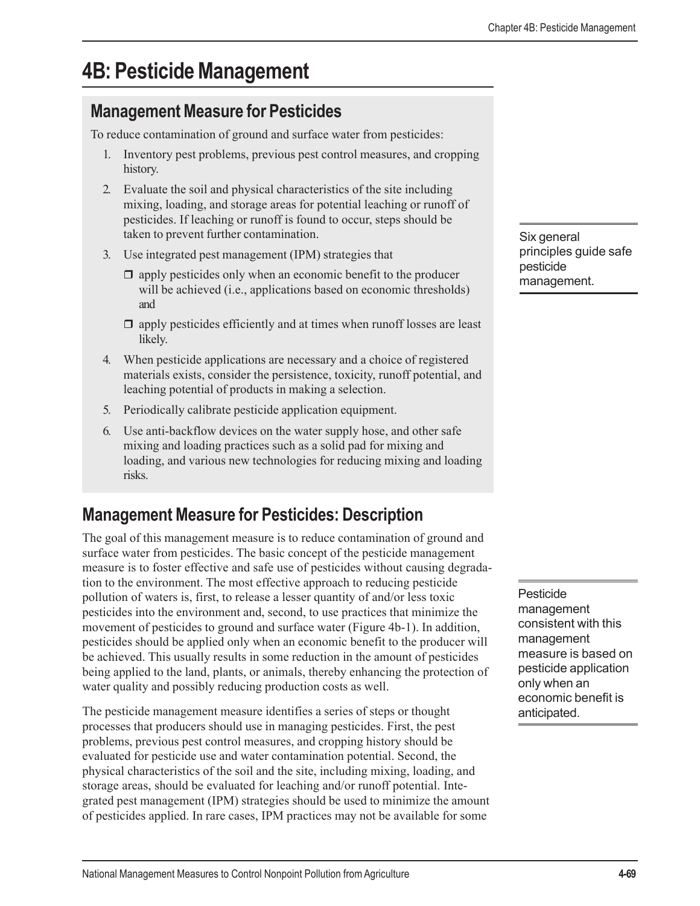# 4B: Pesticide Management

## Management Measure for Pesticides

To reduce contamination of ground and surface water from pesticides:

1. Inventory pest problems, previous pest control measures, and cropping history.
2. Evaluate the soil and physical characteristics of the site including mixing, loading, and storage areas for potential leaching or runoff of pesticides. If leaching or runoff is found to occur, steps should be taken to prevent further contamination.
3. Use integrated pest management (IPM) strategies that
   - apply pesticides only when an economic benefit to the producer will be achieved (i.e., applications based on economic thresholds) and
   - apply pesticides efficiently and at times when runoff losses are least likely.
4. When pesticide applications are necessary and a choice of registered materials exists, consider the persistence, toxicity, runoff potential, and leaching potential of products in making a selection.
5. Periodically calibrate pesticide application equipment.
6. Use anti-backflow devices on the water supply hose, and other safe mixing and loading practices such as a solid pad for mixing and loading, and various new technologies for reducing mixing and loading risks.

Six general principles guide safe pesticide management.

## Management Measure for Pesticides: Description

The goal of this management measure is to reduce contamination of ground and surface water from pesticides. The basic concept of the pesticide management measure is to foster effective and safe use of pesticides without causing degradation to the environment. The most effective approach to reducing pesticide pollution of waters is, first, to release a lesser quantity of and/or less toxic pesticides into the environment and, second, to use practices that minimize the movement of pesticides to ground and surface water (Figure 4b-1). In addition, pesticides should be applied only when an economic benefit to the producer will be achieved. This usually results in some reduction in the amount of pesticides being applied to the land, plants, or animals, thereby enhancing the protection of water quality and possibly reducing production costs as well.

Pesticide management consistent with this management measure is based on pesticide application only when an economic benefit is anticipated.

The pesticide management measure identifies a series of steps or thought processes that producers should use in managing pesticides. First, the pest problems, previous pest control measures, and cropping history should be evaluated for pesticide use and water contamination potential. Second, the physical characteristics of the soil and the site, including mixing, loading, and storage areas, should be evaluated for leaching and/or runoff potential. Integrated pest management (IPM) strategies should be used to minimize the amount of pesticides applied. In rare cases, IPM practices may not be available for some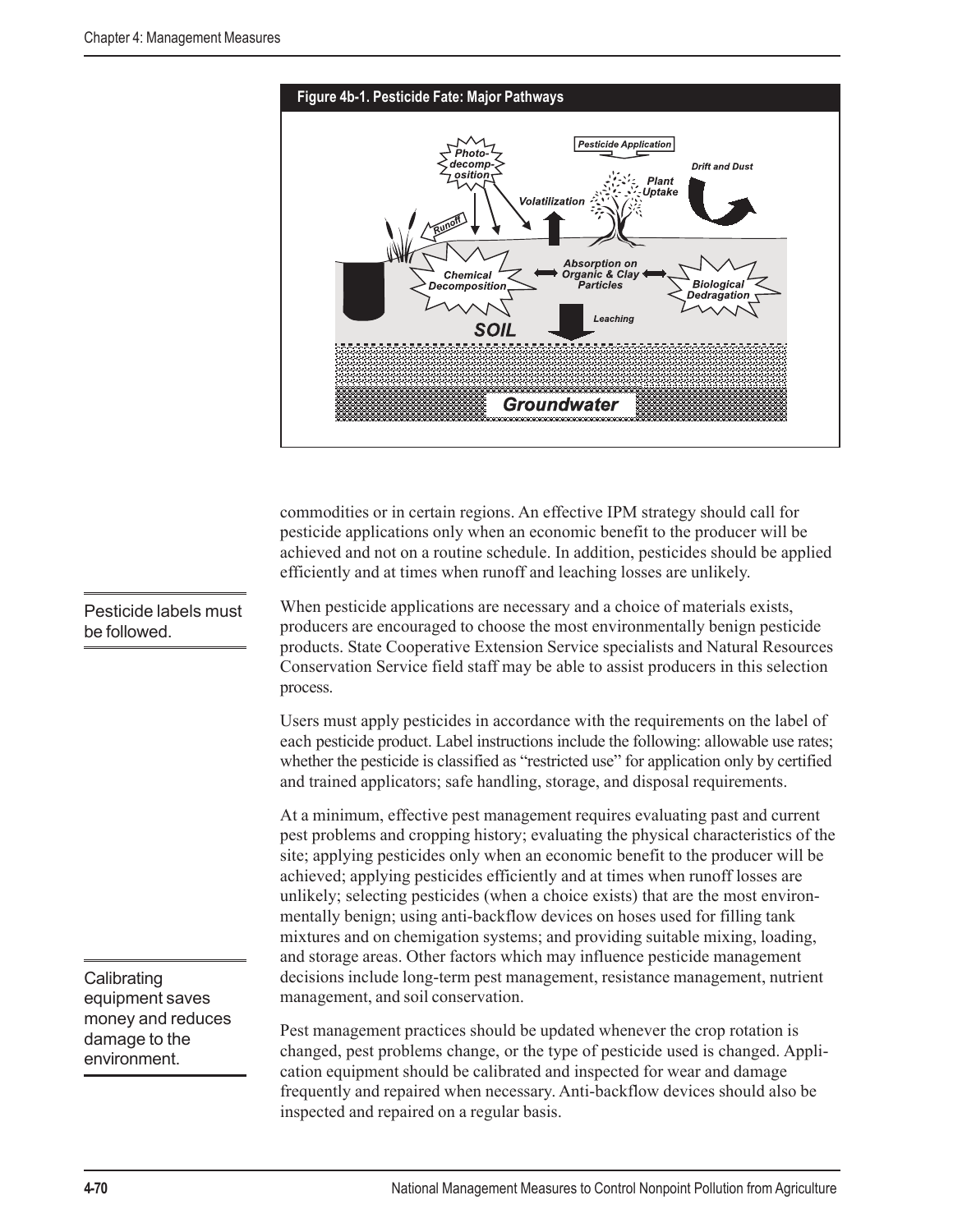**Figure 4b-1. Pesticide Fate: Major Pathways**

commodities or in certain regions. An effective IPM strategy should call for pesticide applications only when an economic benefit to the producer will be achieved and not on a routine schedule. In addition, pesticides should be applied efficiently and at times when runoff and leaching losses are unlikely.

Pesticide labels must be followed.

When pesticide applications are necessary and a choice of materials exists, producers are encouraged to choose the most environmentally benign pesticide products. State Cooperative Extension Service specialists and Natural Resources Conservation Service field staff may be able to assist producers in this selection process.

Users must apply pesticides in accordance with the requirements on the label of each pesticide product. Label instructions include the following: allowable use rates; whether the pesticide is classified as "restricted use" for application only by certified and trained applicators; safe handling, storage, and disposal requirements.

At a minimum, effective pest management requires evaluating past and current pest problems and cropping history; evaluating the physical characteristics of the site; applying pesticides only when an economic benefit to the producer will be achieved; applying pesticides efficiently and at times when runoff losses are unlikely; selecting pesticides (when a choice exists) that are the most environmentally benign; using anti-backflow devices on hoses used for filling tank mixtures and on chemigation systems; and providing suitable mixing, loading, and storage areas. Other factors which may influence pesticide management decisions include long-term pest management, resistance management, nutrient management, and soil conservation.

Calibrating equipment saves money and reduces damage to the environment.

Pest management practices should be updated whenever the crop rotation is changed, pest problems change, or the type of pesticide used is changed. Application equipment should be calibrated and inspected for wear and damage frequently and repaired when necessary. Anti-backflow devices should also be inspected and repaired on a regular basis.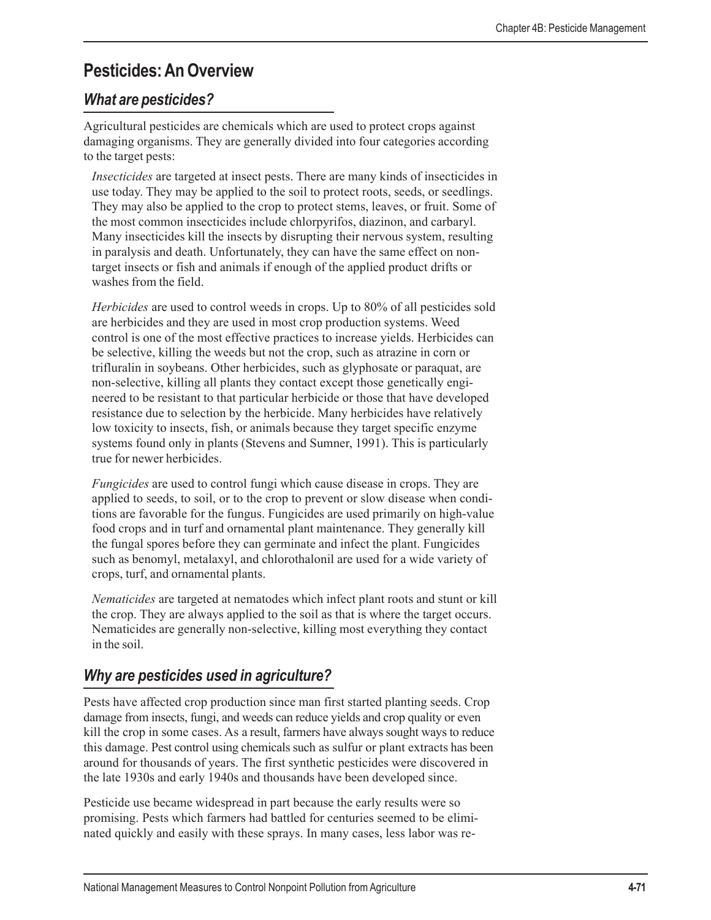## Pesticides: An Overview

### *What are pesticides?*

Agricultural pesticides are chemicals which are used to protect crops against damaging organisms. They are generally divided into four categories according to the target pests:

*Insecticides* are targeted at insect pests. There are many kinds of insecticides in use today. They may be applied to the soil to protect roots, seeds, or seedlings. They may also be applied to the crop to protect stems, leaves, or fruit. Some of the most common insecticides include chlorpyrifos, diazinon, and carbaryl. Many insecticides kill the insects by disrupting their nervous system, resulting in paralysis and death. Unfortunately, they can have the same effect on non-target insects or fish and animals if enough of the applied product drifts or washes from the field.

*Herbicides* are used to control weeds in crops. Up to 80% of all pesticides sold are herbicides and they are used in most crop production systems. Weed control is one of the most effective practices to increase yields. Herbicides can be selective, killing the weeds but not the crop, such as atrazine in corn or trifluralin in soybeans. Other herbicides, such as glyphosate or paraquat, are non-selective, killing all plants they contact except those genetically engineered to be resistant to that particular herbicide or those that have developed resistance due to selection by the herbicide. Many herbicides have relatively low toxicity to insects, fish, or animals because they target specific enzyme systems found only in plants (Stevens and Sumner, 1991). This is particularly true for newer herbicides.

*Fungicides* are used to control fungi which cause disease in crops. They are applied to seeds, to soil, or to the crop to prevent or slow disease when conditions are favorable for the fungus. Fungicides are used primarily on high-value food crops and in turf and ornamental plant maintenance. They generally kill the fungal spores before they can germinate and infect the plant. Fungicides such as benomyl, metalaxyl, and chlorothalonil are used for a wide variety of crops, turf, and ornamental plants.

*Nematicides* are targeted at nematodes which infect plant roots and stunt or kill the crop. They are always applied to the soil as that is where the target occurs. Nematicides are generally non-selective, killing most everything they contact in the soil.

### *Why are pesticides used in agriculture?*

Pests have affected crop production since man first started planting seeds. Crop damage from insects, fungi, and weeds can reduce yields and crop quality or even kill the crop in some cases. As a result, farmers have always sought ways to reduce this damage. Pest control using chemicals such as sulfur or plant extracts has been around for thousands of years. The first synthetic pesticides were discovered in the late 1930s and early 1940s and thousands have been developed since.

Pesticide use became widespread in part because the early results were so promising. Pests which farmers had battled for centuries seemed to be eliminated quickly and easily with these sprays. In many cases, less labor was re-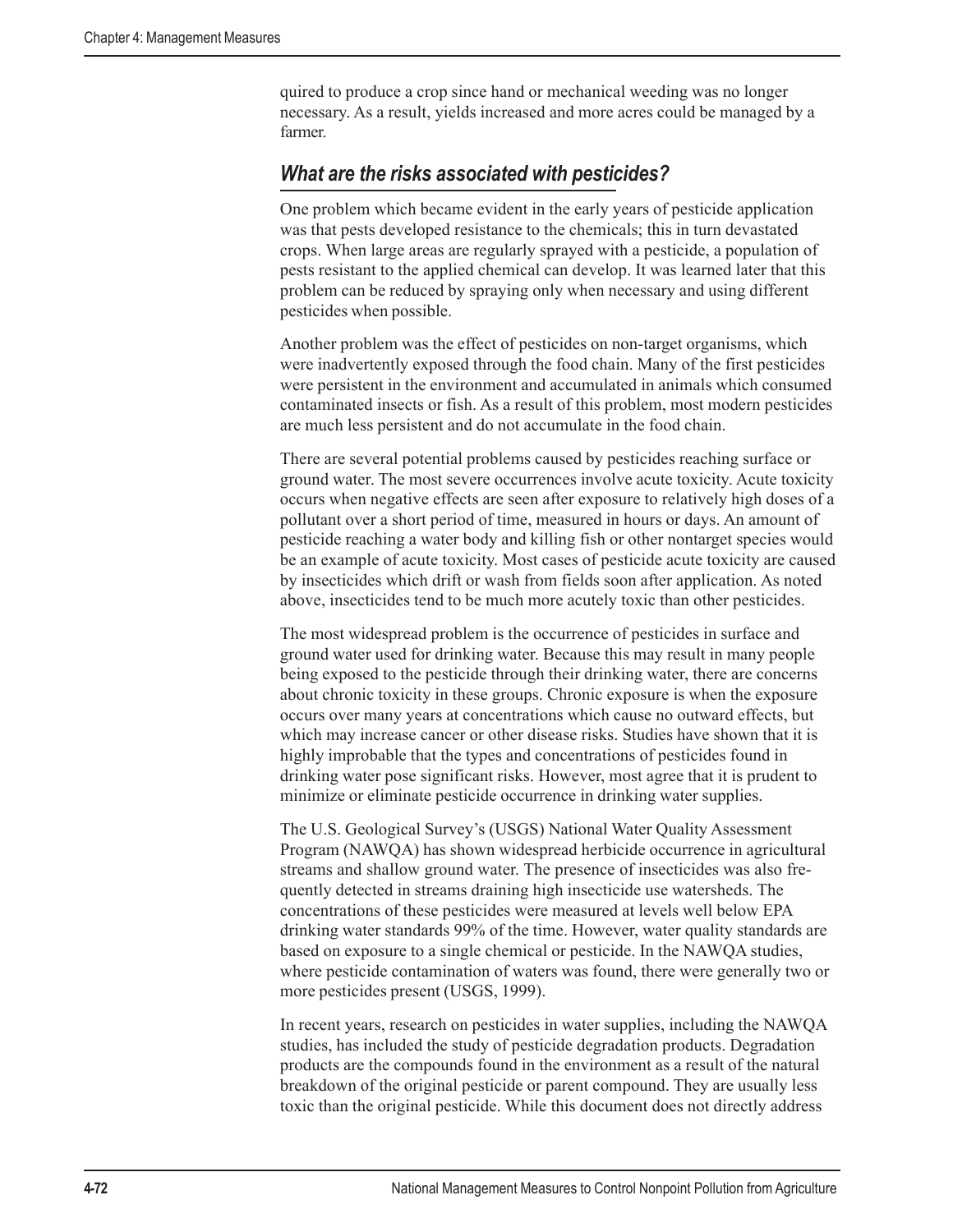quired to produce a crop since hand or mechanical weeding was no longer necessary. As a result, yields increased and more acres could be managed by a farmer.

### *What are the risks associated with pesticides?*

One problem which became evident in the early years of pesticide application was that pests developed resistance to the chemicals; this in turn devastated crops. When large areas are regularly sprayed with a pesticide, a population of pests resistant to the applied chemical can develop. It was learned later that this problem can be reduced by spraying only when necessary and using different pesticides when possible.

Another problem was the effect of pesticides on non-target organisms, which were inadvertently exposed through the food chain. Many of the first pesticides were persistent in the environment and accumulated in animals which consumed contaminated insects or fish. As a result of this problem, most modern pesticides are much less persistent and do not accumulate in the food chain.

There are several potential problems caused by pesticides reaching surface or ground water. The most severe occurrences involve acute toxicity. Acute toxicity occurs when negative effects are seen after exposure to relatively high doses of a pollutant over a short period of time, measured in hours or days. An amount of pesticide reaching a water body and killing fish or other nontarget species would be an example of acute toxicity. Most cases of pesticide acute toxicity are caused by insecticides which drift or wash from fields soon after application. As noted above, insecticides tend to be much more acutely toxic than other pesticides.

The most widespread problem is the occurrence of pesticides in surface and ground water used for drinking water. Because this may result in many people being exposed to the pesticide through their drinking water, there are concerns about chronic toxicity in these groups. Chronic exposure is when the exposure occurs over many years at concentrations which cause no outward effects, but which may increase cancer or other disease risks. Studies have shown that it is highly improbable that the types and concentrations of pesticides found in drinking water pose significant risks. However, most agree that it is prudent to minimize or eliminate pesticide occurrence in drinking water supplies.

The U.S. Geological Survey's (USGS) National Water Quality Assessment Program (NAWQA) has shown widespread herbicide occurrence in agricultural streams and shallow ground water. The presence of insecticides was also frequently detected in streams draining high insecticide use watersheds. The concentrations of these pesticides were measured at levels well below EPA drinking water standards 99% of the time. However, water quality standards are based on exposure to a single chemical or pesticide. In the NAWQA studies, where pesticide contamination of waters was found, there were generally two or more pesticides present (USGS, 1999).

In recent years, research on pesticides in water supplies, including the NAWQA studies, has included the study of pesticide degradation products. Degradation products are the compounds found in the environment as a result of the natural breakdown of the original pesticide or parent compound. They are usually less toxic than the original pesticide. While this document does not directly address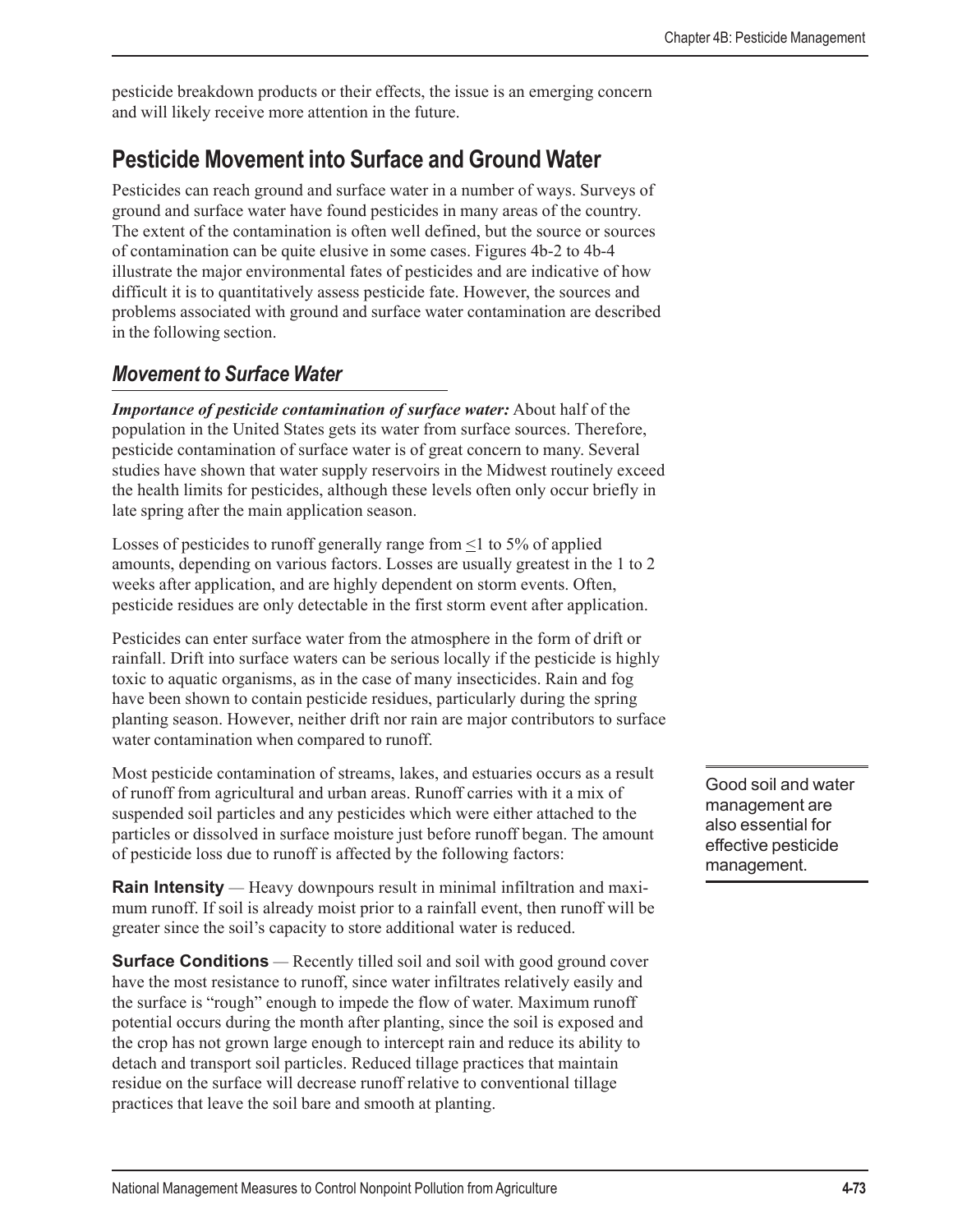pesticide breakdown products or their effects, the issue is an emerging concern and will likely receive more attention in the future.

## Pesticide Movement into Surface and Ground Water

Pesticides can reach ground and surface water in a number of ways. Surveys of ground and surface water have found pesticides in many areas of the country. The extent of the contamination is often well defined, but the source or sources of contamination can be quite elusive in some cases. Figures 4b-2 to 4b-4 illustrate the major environmental fates of pesticides and are indicative of how difficult it is to quantitatively assess pesticide fate. However, the sources and problems associated with ground and surface water contamination are described in the following section.

### *Movement to Surface Water*

***Importance of pesticide contamination of surface water:*** About half of the population in the United States gets its water from surface sources. Therefore, pesticide contamination of surface water is of great concern to many. Several studies have shown that water supply reservoirs in the Midwest routinely exceed the health limits for pesticides, although these levels often only occur briefly in late spring after the main application season.

Losses of pesticides to runoff generally range from $\leq$1 to 5% of applied amounts, depending on various factors. Losses are usually greatest in the 1 to 2 weeks after application, and are highly dependent on storm events. Often, pesticide residues are only detectable in the first storm event after application.

Pesticides can enter surface water from the atmosphere in the form of drift or rainfall. Drift into surface waters can be serious locally if the pesticide is highly toxic to aquatic organisms, as in the case of many insecticides. Rain and fog have been shown to contain pesticide residues, particularly during the spring planting season. However, neither drift nor rain are major contributors to surface water contamination when compared to runoff.

Most pesticide contamination of streams, lakes, and estuaries occurs as a result of runoff from agricultural and urban areas. Runoff carries with it a mix of suspended soil particles and any pesticides which were either attached to the particles or dissolved in surface moisture just before runoff began. The amount of pesticide loss due to runoff is affected by the following factors:

Good soil and water management are also essential for effective pesticide management.

**Rain Intensity** — Heavy downpours result in minimal infiltration and maximum runoff. If soil is already moist prior to a rainfall event, then runoff will be greater since the soil's capacity to store additional water is reduced.

**Surface Conditions** — Recently tilled soil and soil with good ground cover have the most resistance to runoff, since water infiltrates relatively easily and the surface is "rough" enough to impede the flow of water. Maximum runoff potential occurs during the month after planting, since the soil is exposed and the crop has not grown large enough to intercept rain and reduce its ability to detach and transport soil particles. Reduced tillage practices that maintain residue on the surface will decrease runoff relative to conventional tillage practices that leave the soil bare and smooth at planting.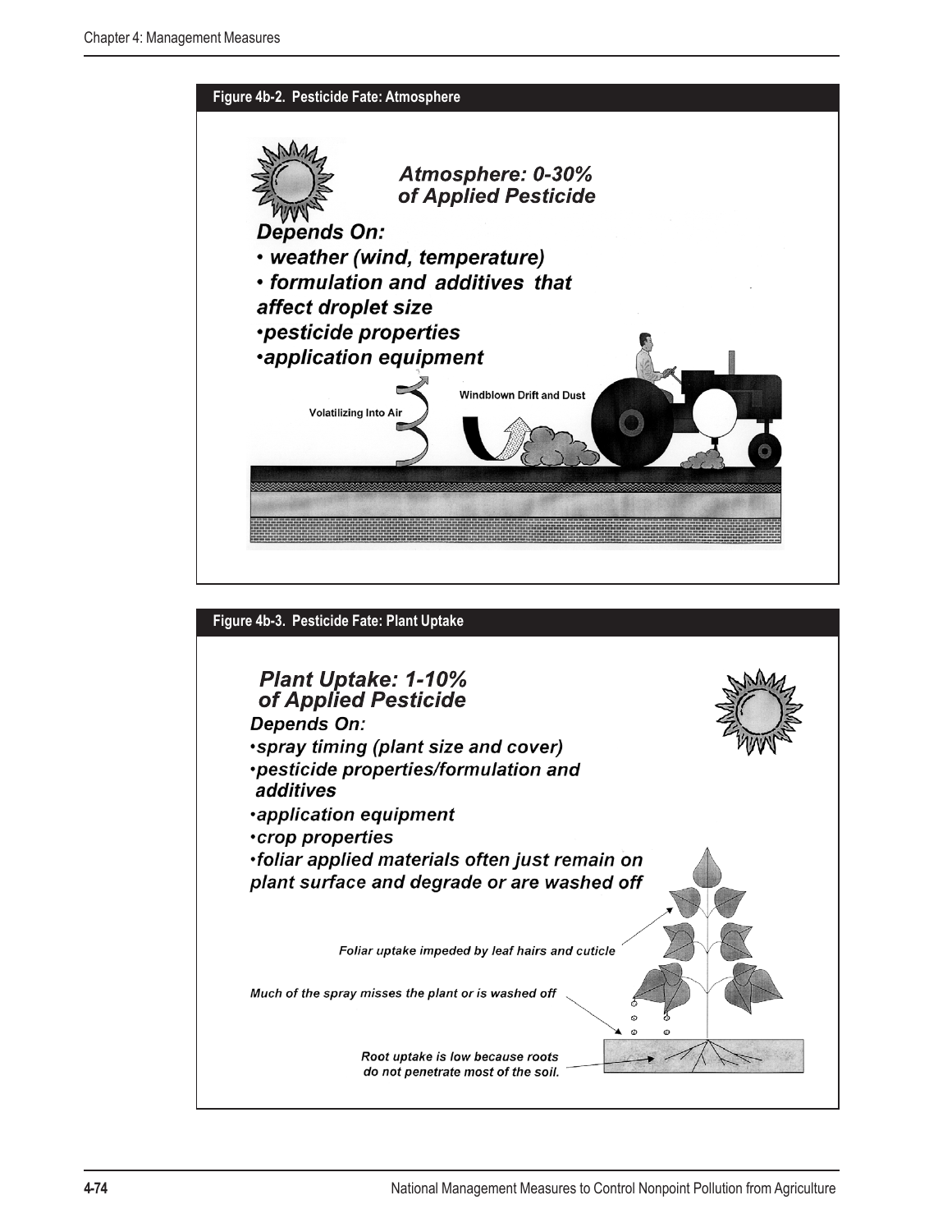**Figure 4b-2. Pesticide Fate: Atmosphere**

*Atmosphere: 0-30% of Applied Pesticide*

*Depends On:*

- *weather (wind, temperature)*
- *formulation and additives that affect droplet size*
- *pesticide properties*
- *application equipment*

Volatilizing Into Air

Windblown Drift and Dust

**Figure 4b-3. Pesticide Fate: Plant Uptake**

*Plant Uptake: 1-10% of Applied Pesticide*

*Depends On:*

- *spray timing (plant size and cover)*
- *pesticide properties/formulation and additives*
- *application equipment*
- *crop properties*
- *foliar applied materials often just remain on plant surface and degrade or are washed off*

*Foliar uptake impeded by leaf hairs and cuticle*

*Much of the spray misses the plant or is washed off*

*Root uptake is low because roots do not penetrate most of the soil.*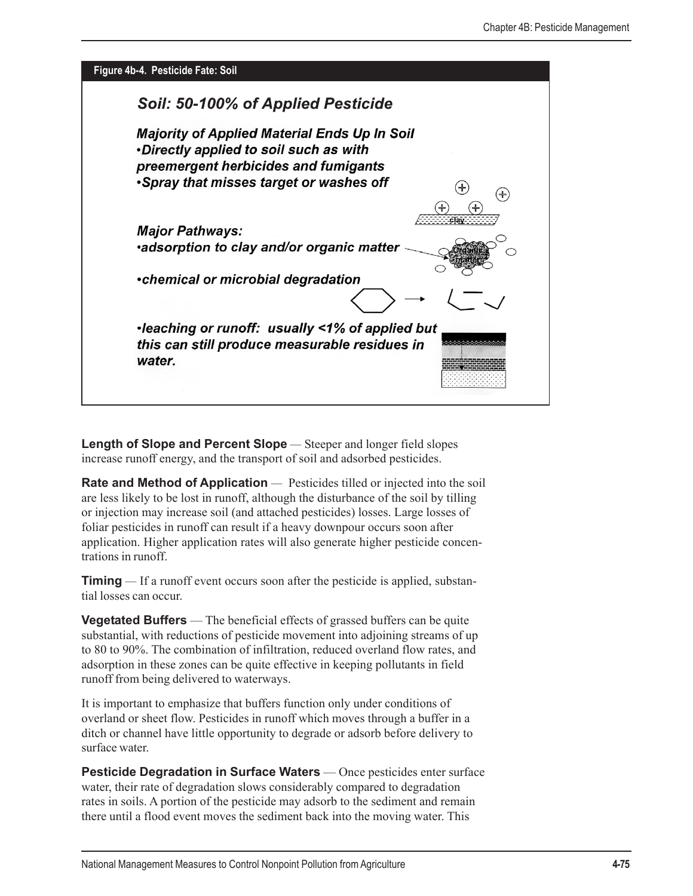**Figure 4b-4. Pesticide Fate: Soil**

*Soil: 50-100% of Applied Pesticide*

***Majority of Applied Material Ends Up In Soil***
- ***Directly applied to soil such as with preemergent herbicides and fumigants***
- ***Spray that misses target or washes off***

***Major Pathways:***
- ***adsorption to clay and/or organic matter***
- ***chemical or microbial degradation***
- ***leaching or runoff: usually <1% of applied but this can still produce measurable residues in water.***

**Length of Slope and Percent Slope** — Steeper and longer field slopes increase runoff energy, and the transport of soil and adsorbed pesticides.

**Rate and Method of Application** — Pesticides tilled or injected into the soil are less likely to be lost in runoff, although the disturbance of the soil by tilling or injection may increase soil (and attached pesticides) losses. Large losses of foliar pesticides in runoff can result if a heavy downpour occurs soon after application. Higher application rates will also generate higher pesticide concentrations in runoff.

**Timing** — If a runoff event occurs soon after the pesticide is applied, substantial losses can occur.

**Vegetated Buffers** — The beneficial effects of grassed buffers can be quite substantial, with reductions of pesticide movement into adjoining streams of up to 80 to 90%. The combination of infiltration, reduced overland flow rates, and adsorption in these zones can be quite effective in keeping pollutants in field runoff from being delivered to waterways.

It is important to emphasize that buffers function only under conditions of overland or sheet flow. Pesticides in runoff which moves through a buffer in a ditch or channel have little opportunity to degrade or adsorb before delivery to surface water.

**Pesticide Degradation in Surface Waters** — Once pesticides enter surface water, their rate of degradation slows considerably compared to degradation rates in soils. A portion of the pesticide may adsorb to the sediment and remain there until a flood event moves the sediment back into the moving water. This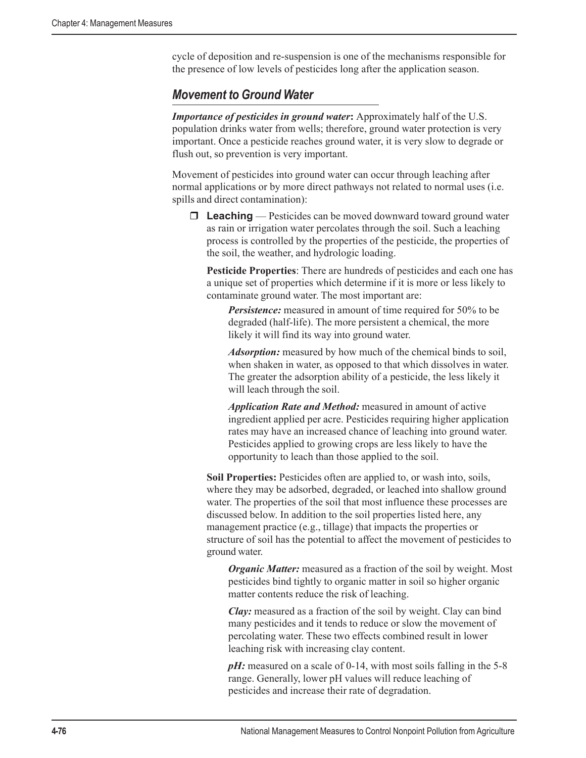cycle of deposition and re-suspension is one of the mechanisms responsible for the presence of low levels of pesticides long after the application season.

## *Movement to Ground Water*

***Importance of pesticides in ground water*:** Approximately half of the U.S. population drinks water from wells; therefore, ground water protection is very important. Once a pesticide reaches ground water, it is very slow to degrade or flush out, so prevention is very important.

Movement of pesticides into ground water can occur through leaching after normal applications or by more direct pathways not related to normal uses (i.e. spills and direct contamination):

- **Leaching** — Pesticides can be moved downward toward ground water as rain or irrigation water percolates through the soil. Such a leaching process is controlled by the properties of the pesticide, the properties of the soil, the weather, and hydrologic loading.

  **Pesticide Properties**: There are hundreds of pesticides and each one has a unique set of properties which determine if it is more or less likely to contaminate ground water. The most important are:

  ***Persistence:*** measured in amount of time required for 50% to be degraded (half-life). The more persistent a chemical, the more likely it will find its way into ground water.

  ***Adsorption:*** measured by how much of the chemical binds to soil, when shaken in water, as opposed to that which dissolves in water. The greater the adsorption ability of a pesticide, the less likely it will leach through the soil.

  ***Application Rate and Method:*** measured in amount of active ingredient applied per acre. Pesticides requiring higher application rates may have an increased chance of leaching into ground water. Pesticides applied to growing crops are less likely to have the opportunity to leach than those applied to the soil.

  **Soil Properties:** Pesticides often are applied to, or wash into, soils, where they may be adsorbed, degraded, or leached into shallow ground water. The properties of the soil that most influence these processes are discussed below. In addition to the soil properties listed here, any management practice (e.g., tillage) that impacts the properties or structure of soil has the potential to affect the movement of pesticides to ground water.

  ***Organic Matter:*** measured as a fraction of the soil by weight. Most pesticides bind tightly to organic matter in soil so higher organic matter contents reduce the risk of leaching.

  ***Clay:*** measured as a fraction of the soil by weight. Clay can bind many pesticides and it tends to reduce or slow the movement of percolating water. These two effects combined result in lower leaching risk with increasing clay content.

  ***pH:*** measured on a scale of 0-14, with most soils falling in the 5-8 range. Generally, lower pH values will reduce leaching of pesticides and increase their rate of degradation.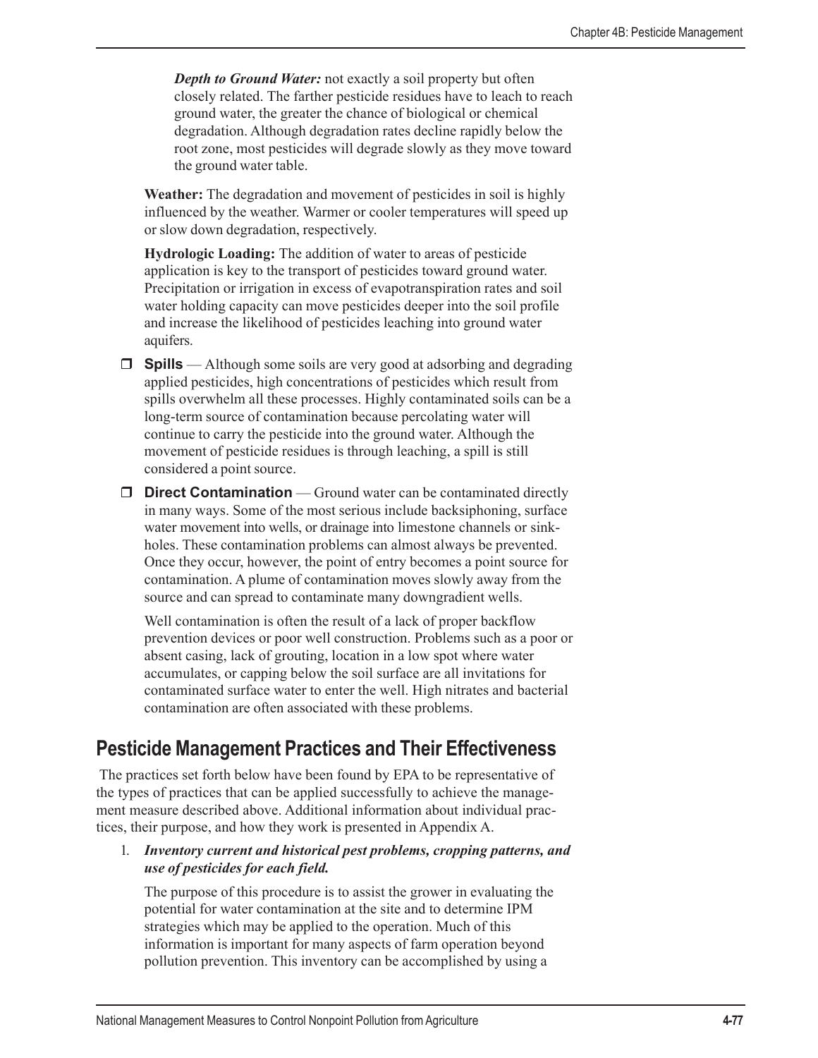***Depth to Ground Water:*** not exactly a soil property but often closely related. The farther pesticide residues have to leach to reach ground water, the greater the chance of biological or chemical degradation. Although degradation rates decline rapidly below the root zone, most pesticides will degrade slowly as they move toward the ground water table.

**Weather:** The degradation and movement of pesticides in soil is highly influenced by the weather. Warmer or cooler temperatures will speed up or slow down degradation, respectively.

**Hydrologic Loading:** The addition of water to areas of pesticide application is key to the transport of pesticides toward ground water. Precipitation or irrigation in excess of evapotranspiration rates and soil water holding capacity can move pesticides deeper into the soil profile and increase the likelihood of pesticides leaching into ground water aquifers.

- **Spills** — Although some soils are very good at adsorbing and degrading applied pesticides, high concentrations of pesticides which result from spills overwhelm all these processes. Highly contaminated soils can be a long-term source of contamination because percolating water will continue to carry the pesticide into the ground water. Although the movement of pesticide residues is through leaching, a spill is still considered a point source.

- **Direct Contamination** — Ground water can be contaminated directly in many ways. Some of the most serious include backsiphoning, surface water movement into wells, or drainage into limestone channels or sinkholes. These contamination problems can almost always be prevented. Once they occur, however, the point of entry becomes a point source for contamination. A plume of contamination moves slowly away from the source and can spread to contaminate many downgradient wells.

  Well contamination is often the result of a lack of proper backflow prevention devices or poor well construction. Problems such as a poor or absent casing, lack of grouting, location in a low spot where water accumulates, or capping below the soil surface are all invitations for contaminated surface water to enter the well. High nitrates and bacterial contamination are often associated with these problems.

## Pesticide Management Practices and Their Effectiveness

The practices set forth below have been found by EPA to be representative of the types of practices that can be applied successfully to achieve the management measure described above. Additional information about individual practices, their purpose, and how they work is presented in Appendix A.

1. ***Inventory current and historical pest problems, cropping patterns, and use of pesticides for each field.***

   The purpose of this procedure is to assist the grower in evaluating the potential for water contamination at the site and to determine IPM strategies which may be applied to the operation. Much of this information is important for many aspects of farm operation beyond pollution prevention. This inventory can be accomplished by using a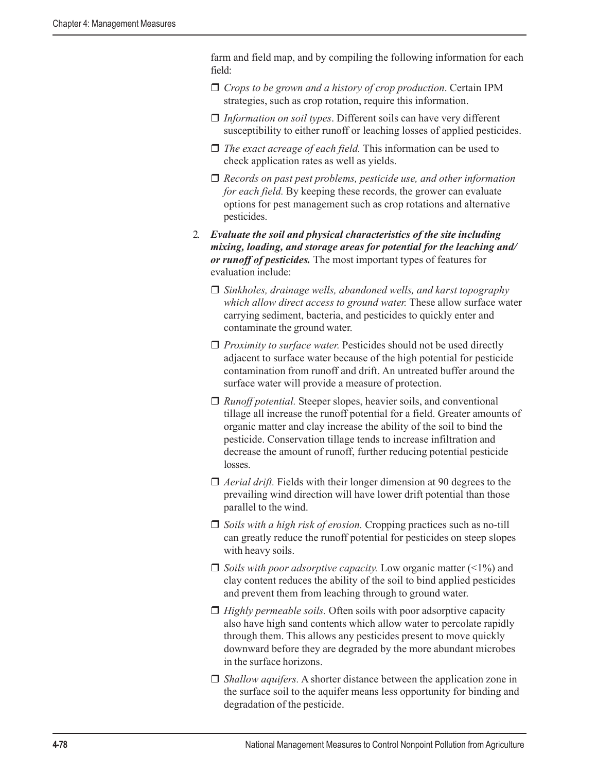farm and field map, and by compiling the following information for each field:

- ❒ *Crops to be grown and a history of crop production*. Certain IPM strategies, such as crop rotation, require this information.
- ❒ *Information on soil types*. Different soils can have very different susceptibility to either runoff or leaching losses of applied pesticides.
- ❒ *The exact acreage of each field.* This information can be used to check application rates as well as yields.
- ❒ *Records on past pest problems, pesticide use, and other information for each field.* By keeping these records, the grower can evaluate options for pest management such as crop rotations and alternative pesticides.

2. ***Evaluate the soil and physical characteristics of the site including mixing, loading, and storage areas for potential for the leaching and/ or runoff of pesticides.*** The most important types of features for evaluation include:

    - ❒ *Sinkholes, drainage wells, abandoned wells, and karst topography which allow direct access to ground water.* These allow surface water carrying sediment, bacteria, and pesticides to quickly enter and contaminate the ground water.
    - ❒ *Proximity to surface water.* Pesticides should not be used directly adjacent to surface water because of the high potential for pesticide contamination from runoff and drift. An untreated buffer around the surface water will provide a measure of protection.
    - ❒ *Runoff potential.* Steeper slopes, heavier soils, and conventional tillage all increase the runoff potential for a field. Greater amounts of organic matter and clay increase the ability of the soil to bind the pesticide. Conservation tillage tends to increase infiltration and decrease the amount of runoff, further reducing potential pesticide losses.
    - ❒ *Aerial drift.* Fields with their longer dimension at 90 degrees to the prevailing wind direction will have lower drift potential than those parallel to the wind.
    - ❒ *Soils with a high risk of erosion.* Cropping practices such as no-till can greatly reduce the runoff potential for pesticides on steep slopes with heavy soils.
    - ❒ *Soils with poor adsorptive capacity.* Low organic matter (<1%) and clay content reduces the ability of the soil to bind applied pesticides and prevent them from leaching through to ground water.
    - ❒ *Highly permeable soils.* Often soils with poor adsorptive capacity also have high sand contents which allow water to percolate rapidly through them. This allows any pesticides present to move quickly downward before they are degraded by the more abundant microbes in the surface horizons.
    - ❒ *Shallow aquifers.* A shorter distance between the application zone in the surface soil to the aquifer means less opportunity for binding and degradation of the pesticide.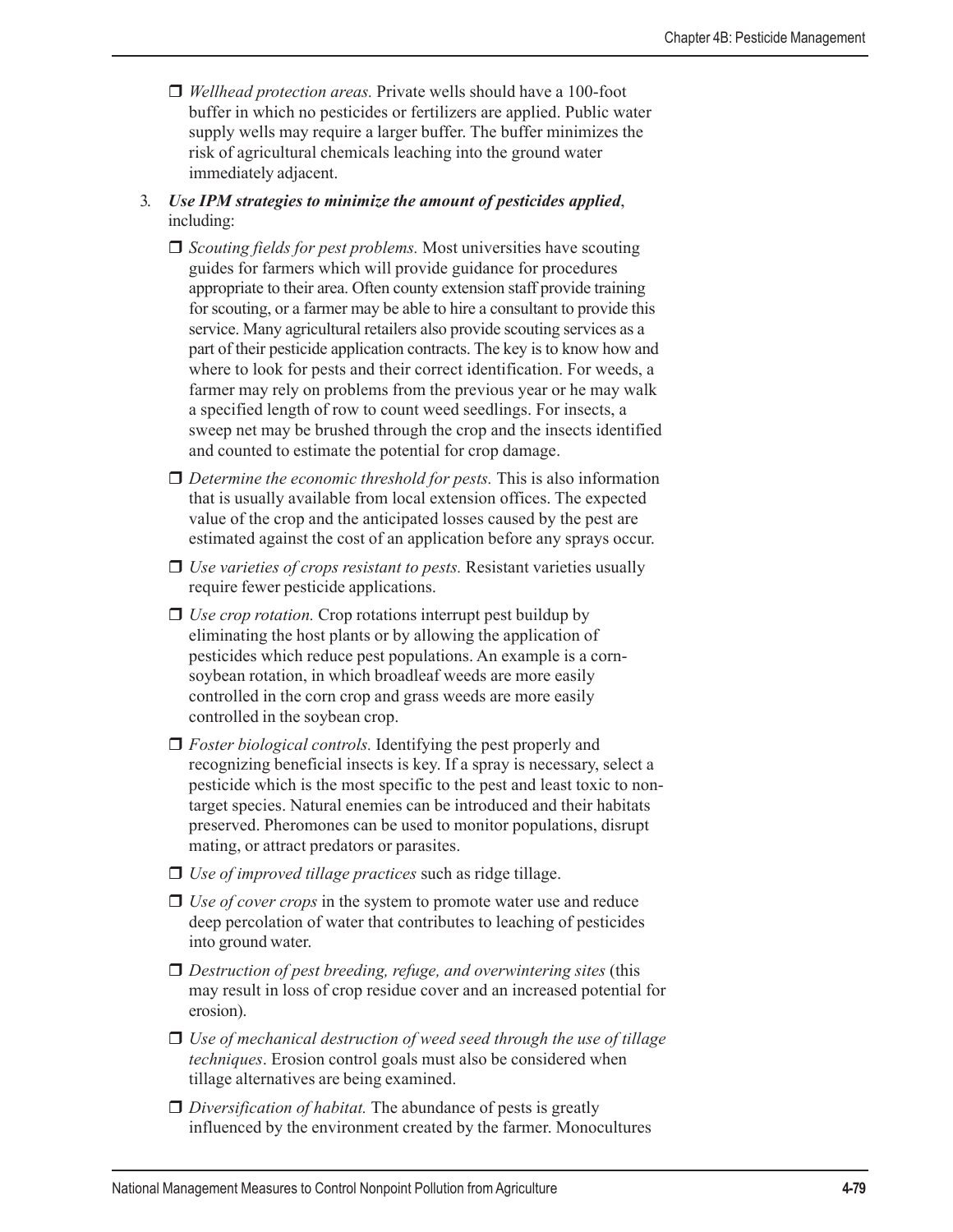- ❒ *Wellhead protection areas.* Private wells should have a 100-foot buffer in which no pesticides or fertilizers are applied. Public water supply wells may require a larger buffer. The buffer minimizes the risk of agricultural chemicals leaching into the ground water immediately adjacent.

3. ***Use IPM strategies to minimize the amount of pesticides applied***, including:

   - ❒ *Scouting fields for pest problems.* Most universities have scouting guides for farmers which will provide guidance for procedures appropriate to their area. Often county extension staff provide training for scouting, or a farmer may be able to hire a consultant to provide this service. Many agricultural retailers also provide scouting services as a part of their pesticide application contracts. The key is to know how and where to look for pests and their correct identification. For weeds, a farmer may rely on problems from the previous year or he may walk a specified length of row to count weed seedlings. For insects, a sweep net may be brushed through the crop and the insects identified and counted to estimate the potential for crop damage.

   - ❒ *Determine the economic threshold for pests.* This is also information that is usually available from local extension offices. The expected value of the crop and the anticipated losses caused by the pest are estimated against the cost of an application before any sprays occur.

   - ❒ *Use varieties of crops resistant to pests.* Resistant varieties usually require fewer pesticide applications.

   - ❒ *Use crop rotation.* Crop rotations interrupt pest buildup by eliminating the host plants or by allowing the application of pesticides which reduce pest populations. An example is a corn-soybean rotation, in which broadleaf weeds are more easily controlled in the corn crop and grass weeds are more easily controlled in the soybean crop.

   - ❒ *Foster biological controls.* Identifying the pest properly and recognizing beneficial insects is key. If a spray is necessary, select a pesticide which is the most specific to the pest and least toxic to non-target species. Natural enemies can be introduced and their habitats preserved. Pheromones can be used to monitor populations, disrupt mating, or attract predators or parasites.

   - ❒ *Use of improved tillage practices* such as ridge tillage.

   - ❒ *Use of cover crops* in the system to promote water use and reduce deep percolation of water that contributes to leaching of pesticides into ground water.

   - ❒ *Destruction of pest breeding, refuge, and overwintering sites* (this may result in loss of crop residue cover and an increased potential for erosion).

   - ❒ *Use of mechanical destruction of weed seed through the use of tillage techniques*. Erosion control goals must also be considered when tillage alternatives are being examined.

   - ❒ *Diversification of habitat.* The abundance of pests is greatly influenced by the environment created by the farmer. Monocultures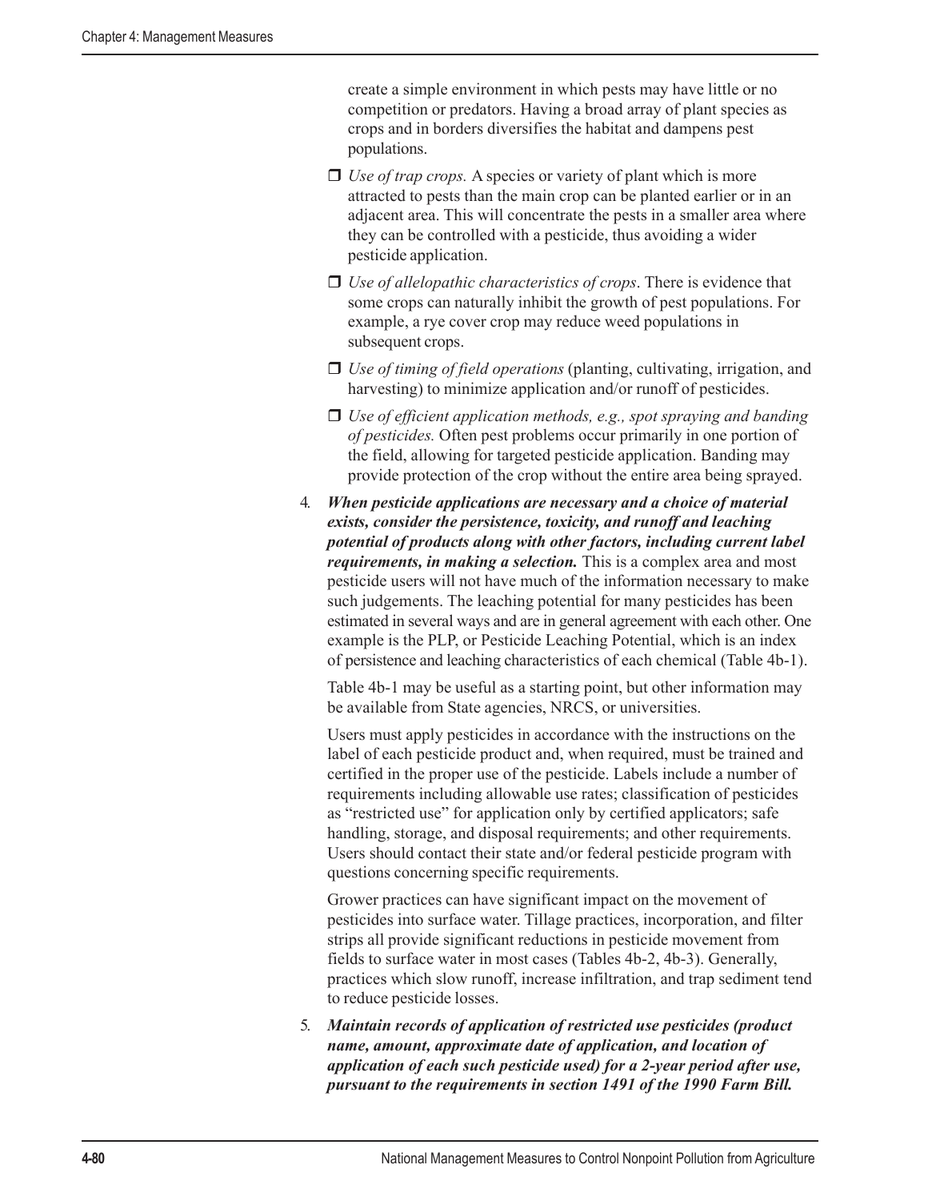create a simple environment in which pests may have little or no competition or predators. Having a broad array of plant species as crops and in borders diversifies the habitat and dampens pest populations.

- ❒ *Use of trap crops.* A species or variety of plant which is more attracted to pests than the main crop can be planted earlier or in an adjacent area. This will concentrate the pests in a smaller area where they can be controlled with a pesticide, thus avoiding a wider pesticide application.
- ❒ *Use of allelopathic characteristics of crops*. There is evidence that some crops can naturally inhibit the growth of pest populations. For example, a rye cover crop may reduce weed populations in subsequent crops.
- ❒ *Use of timing of field operations* (planting, cultivating, irrigation, and harvesting) to minimize application and/or runoff of pesticides.
- ❒ *Use of efficient application methods, e.g., spot spraying and banding of pesticides.* Often pest problems occur primarily in one portion of the field, allowing for targeted pesticide application. Banding may provide protection of the crop without the entire area being sprayed.

4. ***When pesticide applications are necessary and a choice of material exists, consider the persistence, toxicity, and runoff and leaching potential of products along with other factors, including current label requirements, in making a selection.*** This is a complex area and most pesticide users will not have much of the information necessary to make such judgements. The leaching potential for many pesticides has been estimated in several ways and are in general agreement with each other. One example is the PLP, or Pesticide Leaching Potential, which is an index of persistence and leaching characteristics of each chemical (Table 4b-1).

   Table 4b-1 may be useful as a starting point, but other information may be available from State agencies, NRCS, or universities.

   Users must apply pesticides in accordance with the instructions on the label of each pesticide product and, when required, must be trained and certified in the proper use of the pesticide. Labels include a number of requirements including allowable use rates; classification of pesticides as "restricted use" for application only by certified applicators; safe handling, storage, and disposal requirements; and other requirements. Users should contact their state and/or federal pesticide program with questions concerning specific requirements.

   Grower practices can have significant impact on the movement of pesticides into surface water. Tillage practices, incorporation, and filter strips all provide significant reductions in pesticide movement from fields to surface water in most cases (Tables 4b-2, 4b-3). Generally, practices which slow runoff, increase infiltration, and trap sediment tend to reduce pesticide losses.

5. ***Maintain records of application of restricted use pesticides (product name, amount, approximate date of application, and location of application of each such pesticide used) for a 2-year period after use, pursuant to the requirements in section 1491 of the 1990 Farm Bill.***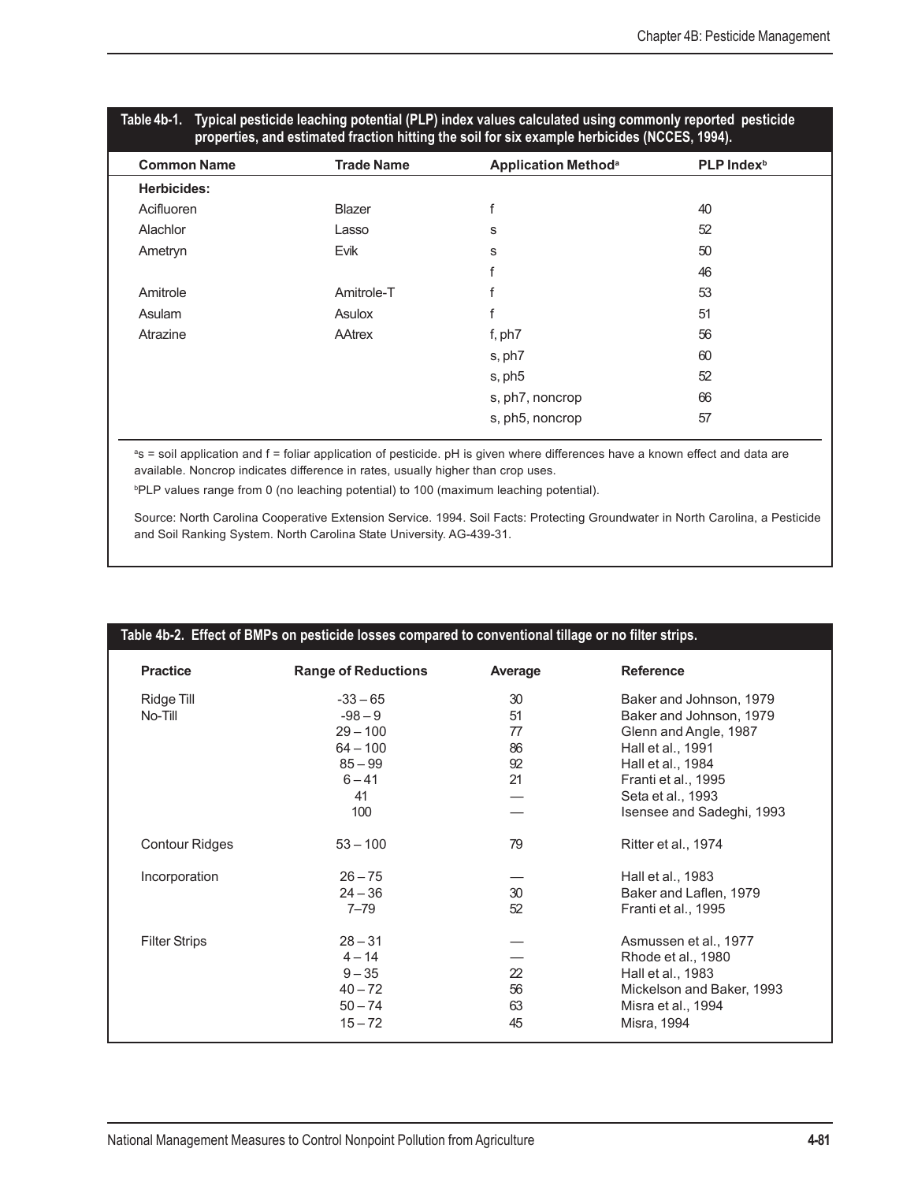**Table 4b-1. Typical pesticide leaching potential (PLP) index values calculated using commonly reported pesticide properties, and estimated fraction hitting the soil for six example herbicides (NCCES, 1994).**

| Common Name | Trade Name | Application Method[a] | PLP Index[b] |
|---|---|---|---|
| **Herbicides:** | | | |
| Acifluoren | Blazer | f | 40 |
| Alachlor | Lasso | s | 52 |
| Ametryn | Evik | s | 50 |
| | | f | 46 |
| Amitrole | Amitrole-T | f | 53 |
| Asulam | Asulox | f | 51 |
| Atrazine | AAtrex | f, ph7 | 56 |
| | | s, ph7 | 60 |
| | | s, ph5 | 52 |
| | | s, ph7, noncrop | 66 |
| | | s, ph5, noncrop | 57 |

[a]s = soil application and f = foliar application of pesticide. pH is given where differences have a known effect and data are available. Noncrop indicates difference in rates, usually higher than crop uses.

[b]PLP values range from 0 (no leaching potential) to 100 (maximum leaching potential).

Source: North Carolina Cooperative Extension Service. 1994. Soil Facts: Protecting Groundwater in North Carolina, a Pesticide and Soil Ranking System. North Carolina State University. AG-439-31.

**Table 4b-2. Effect of BMPs on pesticide losses compared to conventional tillage or no filter strips.**

| Practice | Range of Reductions | Average | Reference |
|---|---|---|---|
| Ridge Till | -33 – 65 | 30 | Baker and Johnson, 1979 |
| No-Till | -98 – 9 | 51 | Baker and Johnson, 1979 |
| | 29 – 100 | 77 | Glenn and Angle, 1987 |
| | 64 – 100 | 86 | Hall et al., 1991 |
| | 85 – 99 | 92 | Hall et al., 1984 |
| | 6 – 41 | 21 | Franti et al., 1995 |
| | 41 | — | Seta et al., 1993 |
| | 100 | — | Isensee and Sadeghi, 1993 |
| Contour Ridges | 53 – 100 | 79 | Ritter et al., 1974 |
| Incorporation | 26 – 75 | — | Hall et al., 1983 |
| | 24 – 36 | 30 | Baker and Laflen, 1979 |
| | 7–79 | 52 | Franti et al., 1995 |
| Filter Strips | 28 – 31 | — | Asmussen et al., 1977 |
| | 4 – 14 | — | Rhode et al., 1980 |
| | 9 – 35 | 22 | Hall et al., 1983 |
| | 40 – 72 | 56 | Mickelson and Baker, 1993 |
| | 50 – 74 | 63 | Misra et al., 1994 |
| | 15 – 72 | 45 | Misra, 1994 |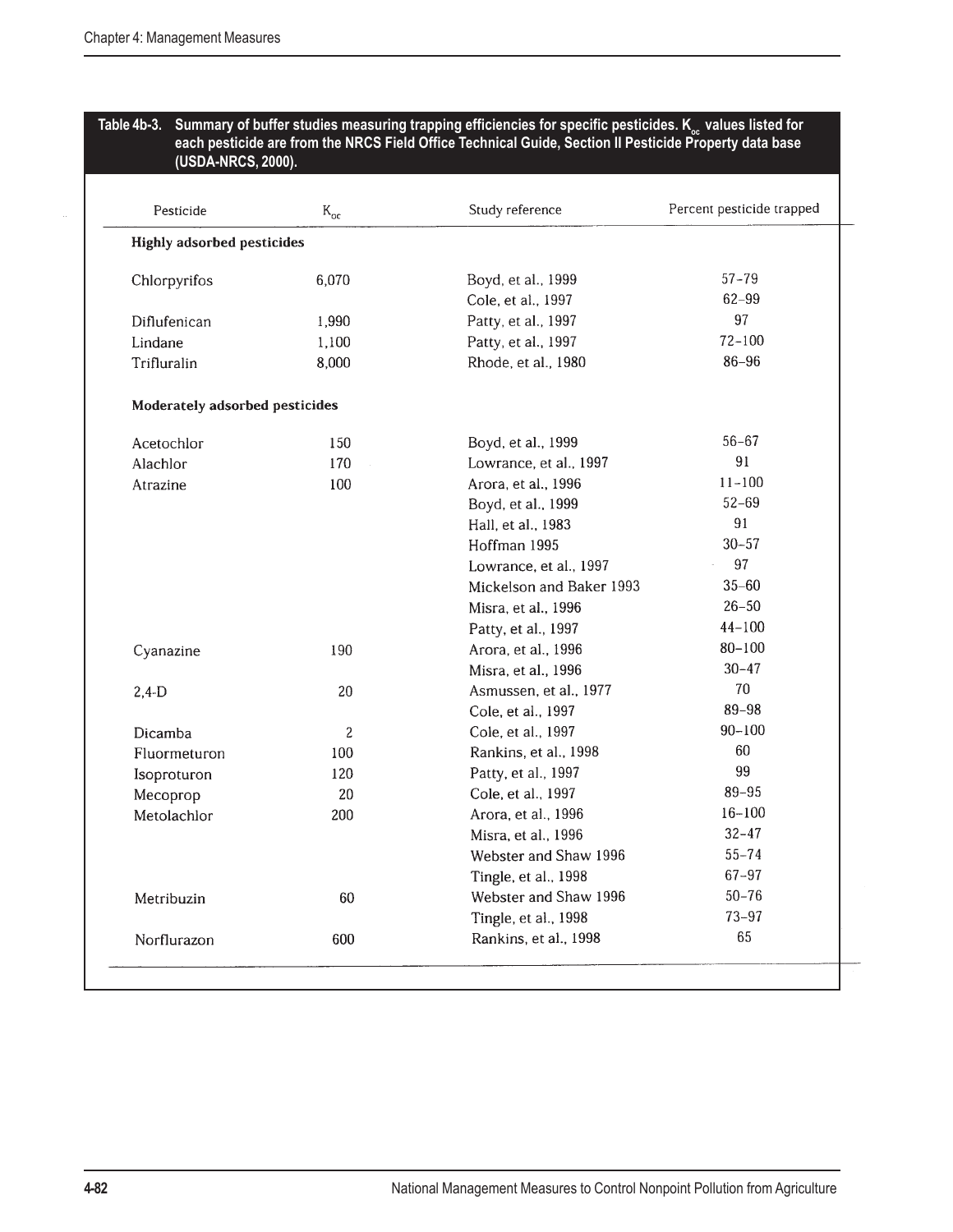**Table 4b-3. Summary of buffer studies measuring trapping efficiencies for specific pesticides. $K_{oc}$ values listed for each pesticide are from the NRCS Field Office Technical Guide, Section II Pesticide Property data base (USDA-NRCS, 2000).**

| Pesticide | $K_{oc}$ | Study reference | Percent pesticide trapped |
|---|---|---|---|
| **Highly adsorbed pesticides** | | | |
| Chlorpyrifos | 6,070 | Boyd, et al., 1999 | 57–79 |
| | | Cole, et al., 1997 | 62–99 |
| Diflufenican | 1,990 | Patty, et al., 1997 | 97 |
| Lindane | 1,100 | Patty, et al., 1997 | 72–100 |
| Trifluralin | 8,000 | Rhode, et al., 1980 | 86–96 |
| **Moderately adsorbed pesticides** | | | |
| Acetochlor | 150 | Boyd, et al., 1999 | 56–67 |
| Alachlor | 170 | Lowrance, et al., 1997 | 91 |
| Atrazine | 100 | Arora, et al., 1996 | 11–100 |
| | | Boyd, et al., 1999 | 52–69 |
| | | Hall, et al., 1983 | 91 |
| | | Hoffman 1995 | 30–57 |
| | | Lowrance, et al., 1997 | 97 |
| | | Mickelson and Baker 1993 | 35–60 |
| | | Misra, et al., 1996 | 26–50 |
| | | Patty, et al., 1997 | 44–100 |
| Cyanazine | 190 | Arora, et al., 1996 | 80–100 |
| | | Misra, et al., 1996 | 30–47 |
| 2,4-D | 20 | Asmussen, et al., 1977 | 70 |
| | | Cole, et al., 1997 | 89–98 |
| Dicamba | 2 | Cole, et al., 1997 | 90–100 |
| Fluormeturon | 100 | Rankins, et al., 1998 | 60 |
| Isoproturon | 120 | Patty, et al., 1997 | 99 |
| Mecoprop | 20 | Cole, et al., 1997 | 89–95 |
| Metolachlor | 200 | Arora, et al., 1996 | 16–100 |
| | | Misra, et al., 1996 | 32–47 |
| | | Webster and Shaw 1996 | 55–74 |
| | | Tingle, et al., 1998 | 67–97 |
| Metribuzin | 60 | Webster and Shaw 1996 | 50–76 |
| | | Tingle, et al., 1998 | 73–97 |
| Norflurazon | 600 | Rankins, et al., 1998 | 65 |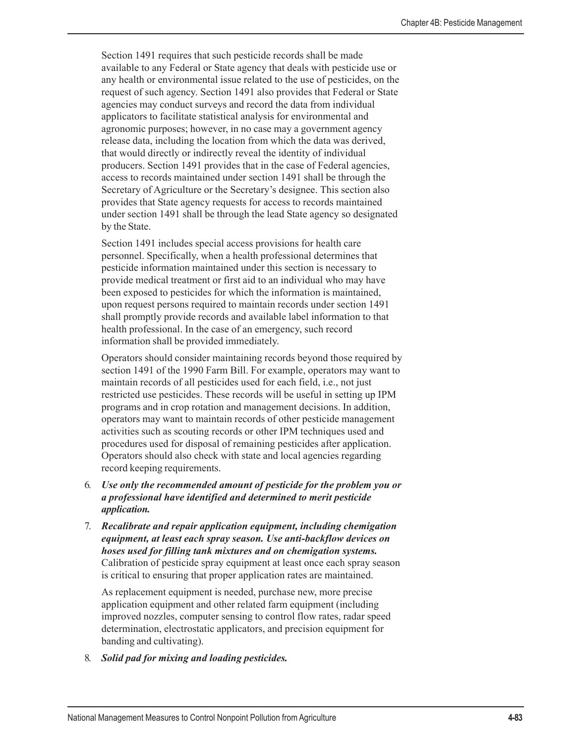Section 1491 requires that such pesticide records shall be made available to any Federal or State agency that deals with pesticide use or any health or environmental issue related to the use of pesticides, on the request of such agency. Section 1491 also provides that Federal or State agencies may conduct surveys and record the data from individual applicators to facilitate statistical analysis for environmental and agronomic purposes; however, in no case may a government agency release data, including the location from which the data was derived, that would directly or indirectly reveal the identity of individual producers. Section 1491 provides that in the case of Federal agencies, access to records maintained under section 1491 shall be through the Secretary of Agriculture or the Secretary's designee. This section also provides that State agency requests for access to records maintained under section 1491 shall be through the lead State agency so designated by the State.

Section 1491 includes special access provisions for health care personnel. Specifically, when a health professional determines that pesticide information maintained under this section is necessary to provide medical treatment or first aid to an individual who may have been exposed to pesticides for which the information is maintained, upon request persons required to maintain records under section 1491 shall promptly provide records and available label information to that health professional. In the case of an emergency, such record information shall be provided immediately.

Operators should consider maintaining records beyond those required by section 1491 of the 1990 Farm Bill. For example, operators may want to maintain records of all pesticides used for each field, i.e., not just restricted use pesticides. These records will be useful in setting up IPM programs and in crop rotation and management decisions. In addition, operators may want to maintain records of other pesticide management activities such as scouting records or other IPM techniques used and procedures used for disposal of remaining pesticides after application. Operators should also check with state and local agencies regarding record keeping requirements.

6. ***Use only the recommended amount of pesticide for the problem you or a professional have identified and determined to merit pesticide application.***

7. ***Recalibrate and repair application equipment, including chemigation equipment, at least each spray season. Use anti-backflow devices on hoses used for filling tank mixtures and on chemigation systems.*** Calibration of pesticide spray equipment at least once each spray season is critical to ensuring that proper application rates are maintained.

   As replacement equipment is needed, purchase new, more precise application equipment and other related farm equipment (including improved nozzles, computer sensing to control flow rates, radar speed determination, electrostatic applicators, and precision equipment for banding and cultivating).

8. ***Solid pad for mixing and loading pesticides.***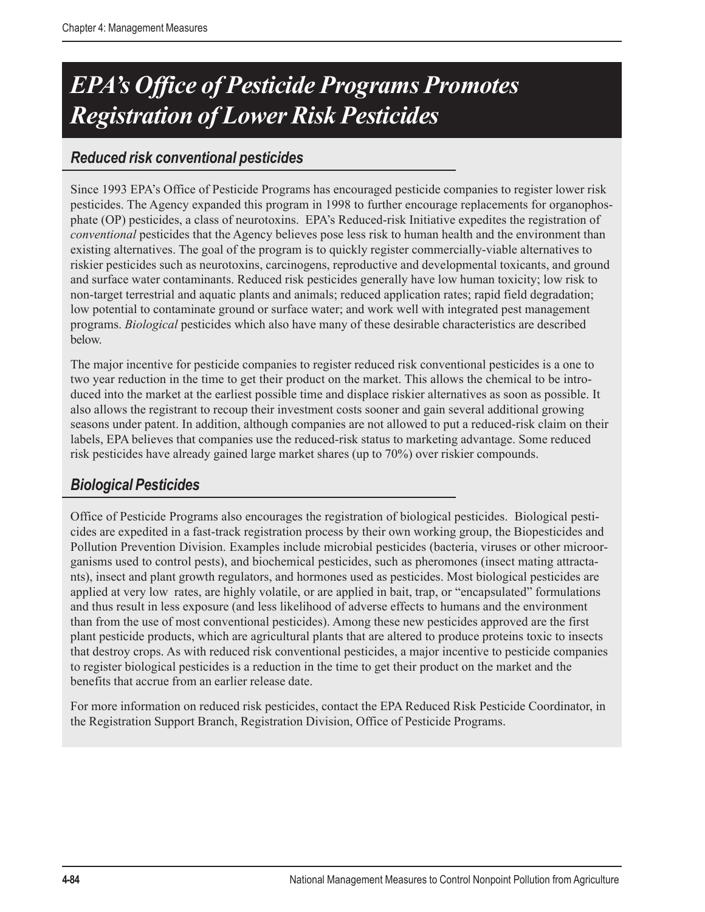# *EPA's Office of Pesticide Programs Promotes Registration of Lower Risk Pesticides*

## *Reduced risk conventional pesticides*

Since 1993 EPA's Office of Pesticide Programs has encouraged pesticide companies to register lower risk pesticides. The Agency expanded this program in 1998 to further encourage replacements for organophosphate (OP) pesticides, a class of neurotoxins. EPA's Reduced-risk Initiative expedites the registration of *conventional* pesticides that the Agency believes pose less risk to human health and the environment than existing alternatives. The goal of the program is to quickly register commercially-viable alternatives to riskier pesticides such as neurotoxins, carcinogens, reproductive and developmental toxicants, and ground and surface water contaminants. Reduced risk pesticides generally have low human toxicity; low risk to non-target terrestrial and aquatic plants and animals; reduced application rates; rapid field degradation; low potential to contaminate ground or surface water; and work well with integrated pest management programs. *Biological* pesticides which also have many of these desirable characteristics are described below.

The major incentive for pesticide companies to register reduced risk conventional pesticides is a one to two year reduction in the time to get their product on the market. This allows the chemical to be introduced into the market at the earliest possible time and displace riskier alternatives as soon as possible. It also allows the registrant to recoup their investment costs sooner and gain several additional growing seasons under patent. In addition, although companies are not allowed to put a reduced-risk claim on their labels, EPA believes that companies use the reduced-risk status to marketing advantage. Some reduced risk pesticides have already gained large market shares (up to 70%) over riskier compounds.

## *Biological Pesticides*

Office of Pesticide Programs also encourages the registration of biological pesticides. Biological pesticides are expedited in a fast-track registration process by their own working group, the Biopesticides and Pollution Prevention Division. Examples include microbial pesticides (bacteria, viruses or other microorganisms used to control pests), and biochemical pesticides, such as pheromones (insect mating attractants), insect and plant growth regulators, and hormones used as pesticides. Most biological pesticides are applied at very low rates, are highly volatile, or are applied in bait, trap, or "encapsulated" formulations and thus result in less exposure (and less likelihood of adverse effects to humans and the environment than from the use of most conventional pesticides). Among these new pesticides approved are the first plant pesticide products, which are agricultural plants that are altered to produce proteins toxic to insects that destroy crops. As with reduced risk conventional pesticides, a major incentive to pesticide companies to register biological pesticides is a reduction in the time to get their product on the market and the benefits that accrue from an earlier release date.

For more information on reduced risk pesticides, contact the EPA Reduced Risk Pesticide Coordinator, in the Registration Support Branch, Registration Division, Office of Pesticide Programs.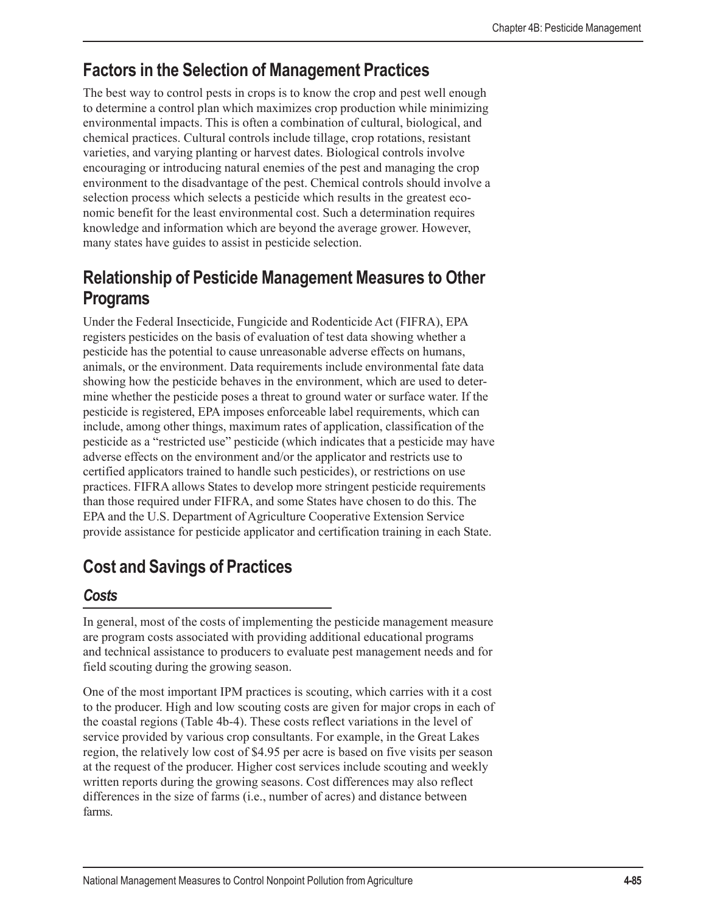## Factors in the Selection of Management Practices

The best way to control pests in crops is to know the crop and pest well enough to determine a control plan which maximizes crop production while minimizing environmental impacts. This is often a combination of cultural, biological, and chemical practices. Cultural controls include tillage, crop rotations, resistant varieties, and varying planting or harvest dates. Biological controls involve encouraging or introducing natural enemies of the pest and managing the crop environment to the disadvantage of the pest. Chemical controls should involve a selection process which selects a pesticide which results in the greatest economic benefit for the least environmental cost. Such a determination requires knowledge and information which are beyond the average grower. However, many states have guides to assist in pesticide selection.

## Relationship of Pesticide Management Measures to Other Programs

Under the Federal Insecticide, Fungicide and Rodenticide Act (FIFRA), EPA registers pesticides on the basis of evaluation of test data showing whether a pesticide has the potential to cause unreasonable adverse effects on humans, animals, or the environment. Data requirements include environmental fate data showing how the pesticide behaves in the environment, which are used to determine whether the pesticide poses a threat to ground water or surface water. If the pesticide is registered, EPA imposes enforceable label requirements, which can include, among other things, maximum rates of application, classification of the pesticide as a "restricted use" pesticide (which indicates that a pesticide may have adverse effects on the environment and/or the applicator and restricts use to certified applicators trained to handle such pesticides), or restrictions on use practices. FIFRA allows States to develop more stringent pesticide requirements than those required under FIFRA, and some States have chosen to do this. The EPA and the U.S. Department of Agriculture Cooperative Extension Service provide assistance for pesticide applicator and certification training in each State.

## Cost and Savings of Practices

### *Costs*

In general, most of the costs of implementing the pesticide management measure are program costs associated with providing additional educational programs and technical assistance to producers to evaluate pest management needs and for field scouting during the growing season.

One of the most important IPM practices is scouting, which carries with it a cost to the producer. High and low scouting costs are given for major crops in each of the coastal regions (Table 4b-4). These costs reflect variations in the level of service provided by various crop consultants. For example, in the Great Lakes region, the relatively low cost of $4.95 per acre is based on five visits per season at the request of the producer. Higher cost services include scouting and weekly written reports during the growing seasons. Cost differences may also reflect differences in the size of farms (i.e., number of acres) and distance between farms.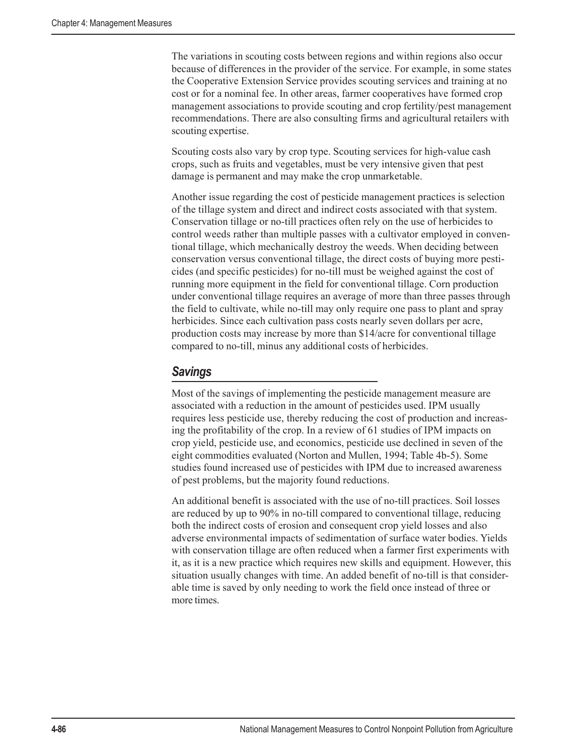The variations in scouting costs between regions and within regions also occur because of differences in the provider of the service. For example, in some states the Cooperative Extension Service provides scouting services and training at no cost or for a nominal fee. In other areas, farmer cooperatives have formed crop management associations to provide scouting and crop fertility/pest management recommendations. There are also consulting firms and agricultural retailers with scouting expertise.

Scouting costs also vary by crop type. Scouting services for high-value cash crops, such as fruits and vegetables, must be very intensive given that pest damage is permanent and may make the crop unmarketable.

Another issue regarding the cost of pesticide management practices is selection of the tillage system and direct and indirect costs associated with that system. Conservation tillage or no-till practices often rely on the use of herbicides to control weeds rather than multiple passes with a cultivator employed in conventional tillage, which mechanically destroy the weeds. When deciding between conservation versus conventional tillage, the direct costs of buying more pesticides (and specific pesticides) for no-till must be weighed against the cost of running more equipment in the field for conventional tillage. Corn production under conventional tillage requires an average of more than three passes through the field to cultivate, while no-till may only require one pass to plant and spray herbicides. Since each cultivation pass costs nearly seven dollars per acre, production costs may increase by more than $14/acre for conventional tillage compared to no-till, minus any additional costs of herbicides.

### *Savings*

Most of the savings of implementing the pesticide management measure are associated with a reduction in the amount of pesticides used. IPM usually requires less pesticide use, thereby reducing the cost of production and increasing the profitability of the crop. In a review of 61 studies of IPM impacts on crop yield, pesticide use, and economics, pesticide use declined in seven of the eight commodities evaluated (Norton and Mullen, 1994; Table 4b-5). Some studies found increased use of pesticides with IPM due to increased awareness of pest problems, but the majority found reductions.

An additional benefit is associated with the use of no-till practices. Soil losses are reduced by up to 90% in no-till compared to conventional tillage, reducing both the indirect costs of erosion and consequent crop yield losses and also adverse environmental impacts of sedimentation of surface water bodies. Yields with conservation tillage are often reduced when a farmer first experiments with it, as it is a new practice which requires new skills and equipment. However, this situation usually changes with time. An added benefit of no-till is that considerable time is saved by only needing to work the field once instead of three or more times.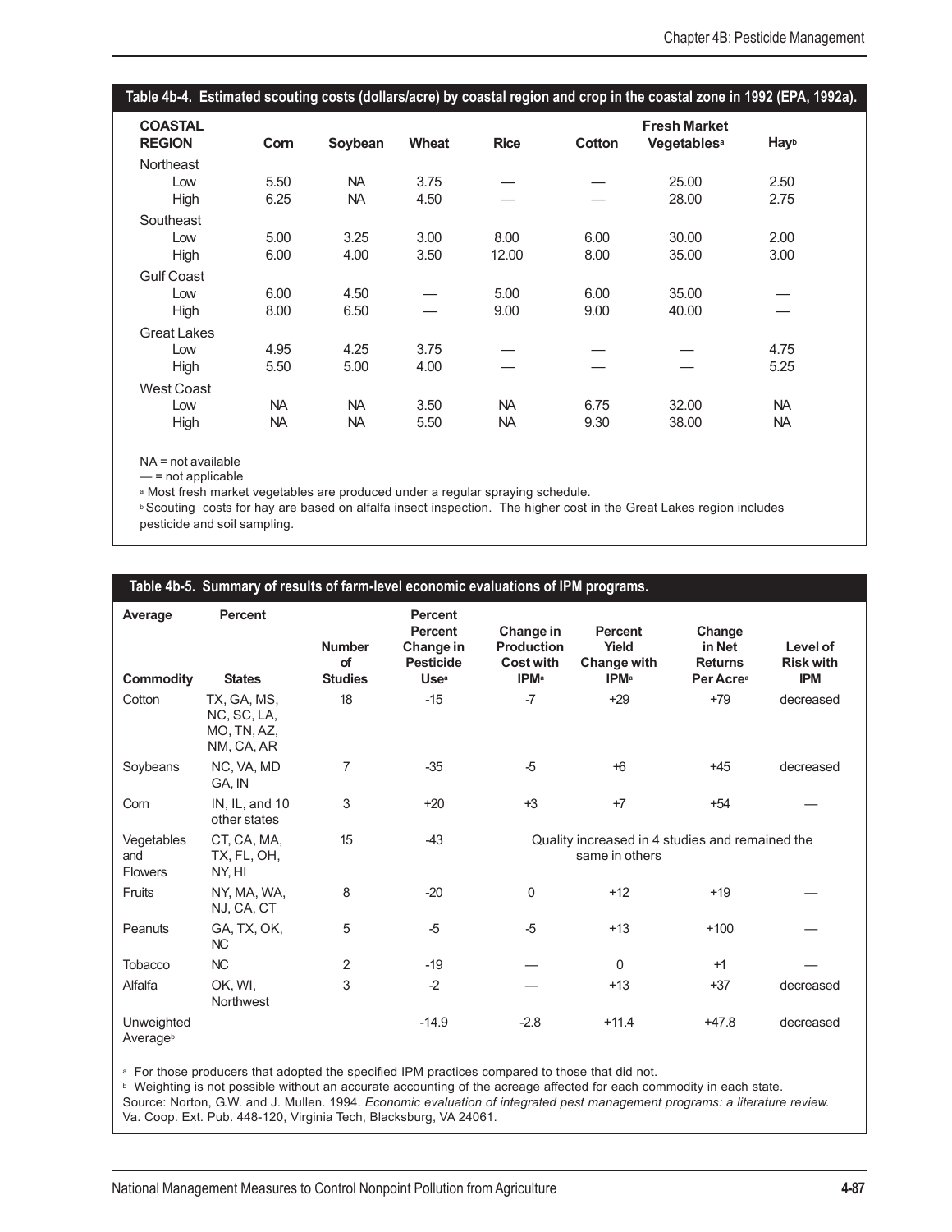**Table 4b-4. Estimated scouting costs (dollars/acre) by coastal region and crop in the coastal zone in 1992 (EPA, 1992a).**

| COASTAL REGION | Corn | Soybean | Wheat | Rice | Cotton | Fresh Market Vegetables[a] | Hay[b] |
|---|---|---|---|---|---|---|---|
| Northeast | | | | | | | |
| Low | 5.50 | NA | 3.75 | — | — | 25.00 | 2.50 |
| High | 6.25 | NA | 4.50 | — | — | 28.00 | 2.75 |
| Southeast | | | | | | | |
| Low | 5.00 | 3.25 | 3.00 | 8.00 | 6.00 | 30.00 | 2.00 |
| High | 6.00 | 4.00 | 3.50 | 12.00 | 8.00 | 35.00 | 3.00 |
| Gulf Coast | | | | | | | |
| Low | 6.00 | 4.50 | — | 5.00 | 6.00 | 35.00 | — |
| High | 8.00 | 6.50 | — | 9.00 | 9.00 | 40.00 | — |
| Great Lakes | | | | | | | |
| Low | 4.95 | 4.25 | 3.75 | — | — | — | 4.75 |
| High | 5.50 | 5.00 | 4.00 | — | — | — | 5.25 |
| West Coast | | | | | | | |
| Low | NA | NA | 3.50 | NA | 6.75 | 32.00 | NA |
| High | NA | NA | 5.50 | NA | 9.30 | 38.00 | NA |

NA = not available
— = not applicable
[a] Most fresh market vegetables are produced under a regular spraying schedule.
[b] Scouting costs for hay are based on alfalfa insect inspection. The higher cost in the Great Lakes region includes pesticide and soil sampling.

**Table 4b-5. Summary of results of farm-level economic evaluations of IPM programs.**

| Average Commodity | Percent States | Number of Studies | Percent Percent Change in Pesticide Use[a] | Percent Change in Production Cost with IPM[a] | Percent Yield Change with IPM[a] | Change in Net Returns Per Acre[a] | Level of Risk with IPM |
|---|---|---|---|---|---|---|---|
| Cotton | TX, GA, MS, NC, SC, LA, MO, TN, AZ, NM, CA, AR | 18 | -15 | -7 | +29 | +79 | decreased |
| Soybeans | NC, VA, MD GA, IN | 7 | -35 | -5 | +6 | +45 | decreased |
| Corn | IN, IL, and 10 other states | 3 | +20 | +3 | +7 | +54 | — |
| Vegetables and Flowers | CT, CA, MA, TX, FL, OH, NY, HI | 15 | -43 | Quality increased in 4 studies and remained the same in others | | | |
| Fruits | NY, MA, WA, NJ, CA, CT | 8 | -20 | 0 | +12 | +19 | — |
| Peanuts | GA, TX, OK, NC | 5 | -5 | -5 | +13 | +100 | — |
| Tobacco | NC | 2 | -19 | — | 0 | +1 | — |
| Alfalfa | OK, WI, Northwest | 3 | -2 | — | +13 | +37 | decreased |
| Unweighted Average[b] | | | -14.9 | -2.8 | +11.4 | +47.8 | decreased |

[a] For those producers that adopted the specified IPM practices compared to those that did not.
[b] Weighting is not possible without an accurate accounting of the acreage affected for each commodity in each state.
Source: Norton, G.W. and J. Mullen. 1994. *Economic evaluation of integrated pest management programs: a literature review.* Va. Coop. Ext. Pub. 448-120, Virginia Tech, Blacksburg, VA 24061.